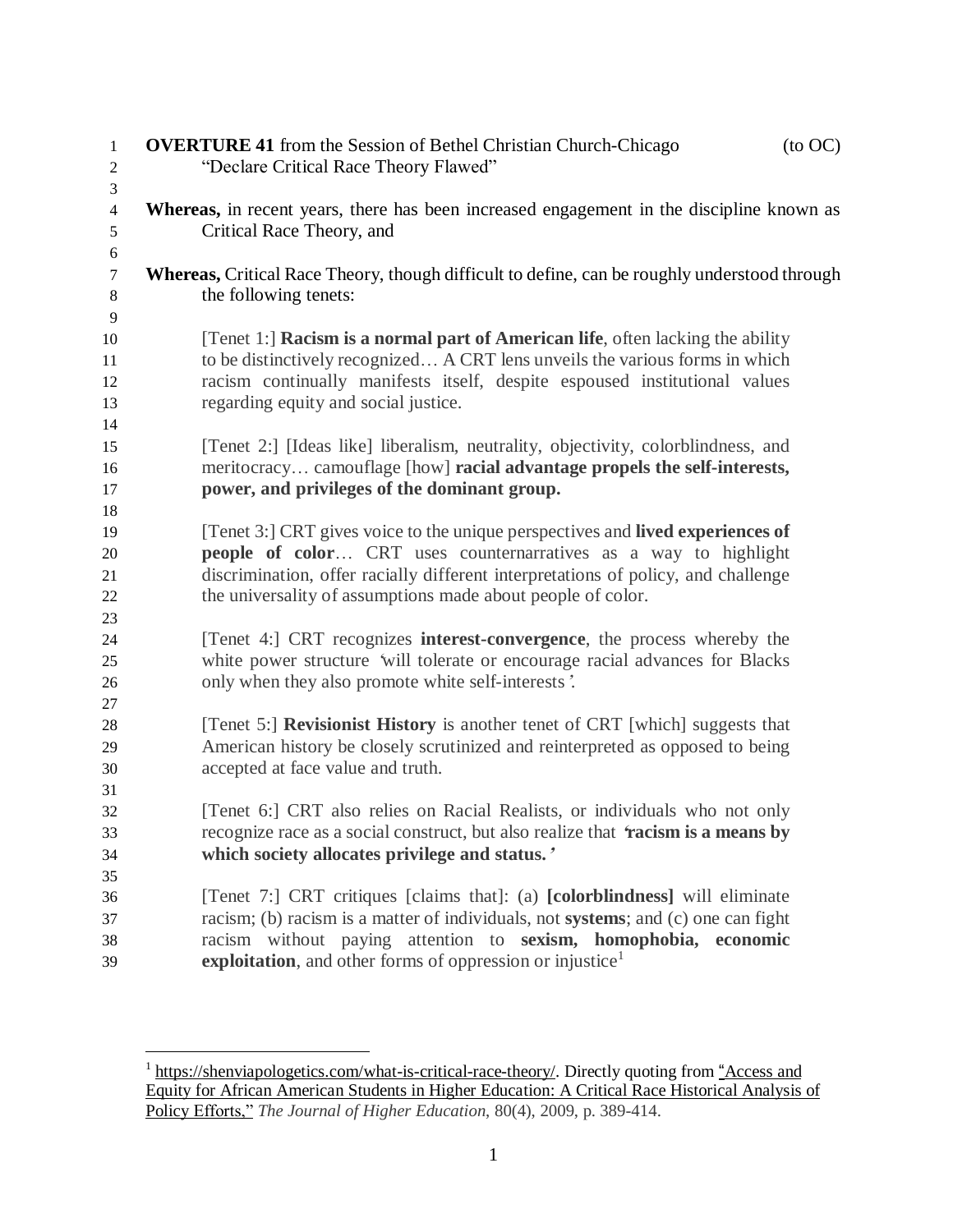**OVERTURE 41** from the Session of Bethel Christian Church-Chicago (to OC)
"Declare Critical Race Theory Flawed"

**Whereas,** in recent years, there has been increased engagement in the discipline known as Critical Race Theory, and

**Whereas,** Critical Race Theory, though difficult to define, can be roughly understood through the following tenets:

> [Tenet 1:] **Racism is a normal part of American life**, often lacking the ability to be distinctively recognized… A CRT lens unveils the various forms in which racism continually manifests itself, despite espoused institutional values regarding equity and social justice.
>
> [Tenet 2:] [Ideas like] liberalism, neutrality, objectivity, colorblindness, and meritocracy… camouflage [how] **racial advantage propels the self-interests, power, and privileges of the dominant group.**
>
> [Tenet 3:] CRT gives voice to the unique perspectives and **lived experiences of people of color**… CRT uses counternarratives as a way to highlight discrimination, offer racially different interpretations of policy, and challenge the universality of assumptions made about people of color.
>
> [Tenet 4:] CRT recognizes **interest-convergence**, the process whereby the white power structure 'will tolerate or encourage racial advances for Blacks only when they also promote white self-interests'.
>
> [Tenet 5:] **Revisionist History** is another tenet of CRT [which] suggests that American history be closely scrutinized and reinterpreted as opposed to being accepted at face value and truth.
>
> [Tenet 6:] CRT also relies on Racial Realists, or individuals who not only recognize race as a social construct, but also realize that '**racism is a means by which society allocates privilege and status.**'
>
> [Tenet 7:] CRT critiques [claims that]: (a) **[colorblindness]** will eliminate racism; (b) racism is a matter of individuals, not **systems**; and (c) one can fight racism without paying attention to **sexism, homophobia, economic exploitation**, and other forms of oppression or injustice[1]

[1] https://shenviapologetics.com/what-is-critical-race-theory/. Directly quoting from "Access and Equity for African American Students in Higher Education: A Critical Race Historical Analysis of Policy Efforts," *The Journal of Higher Education*, 80(4), 2009, p. 389-414.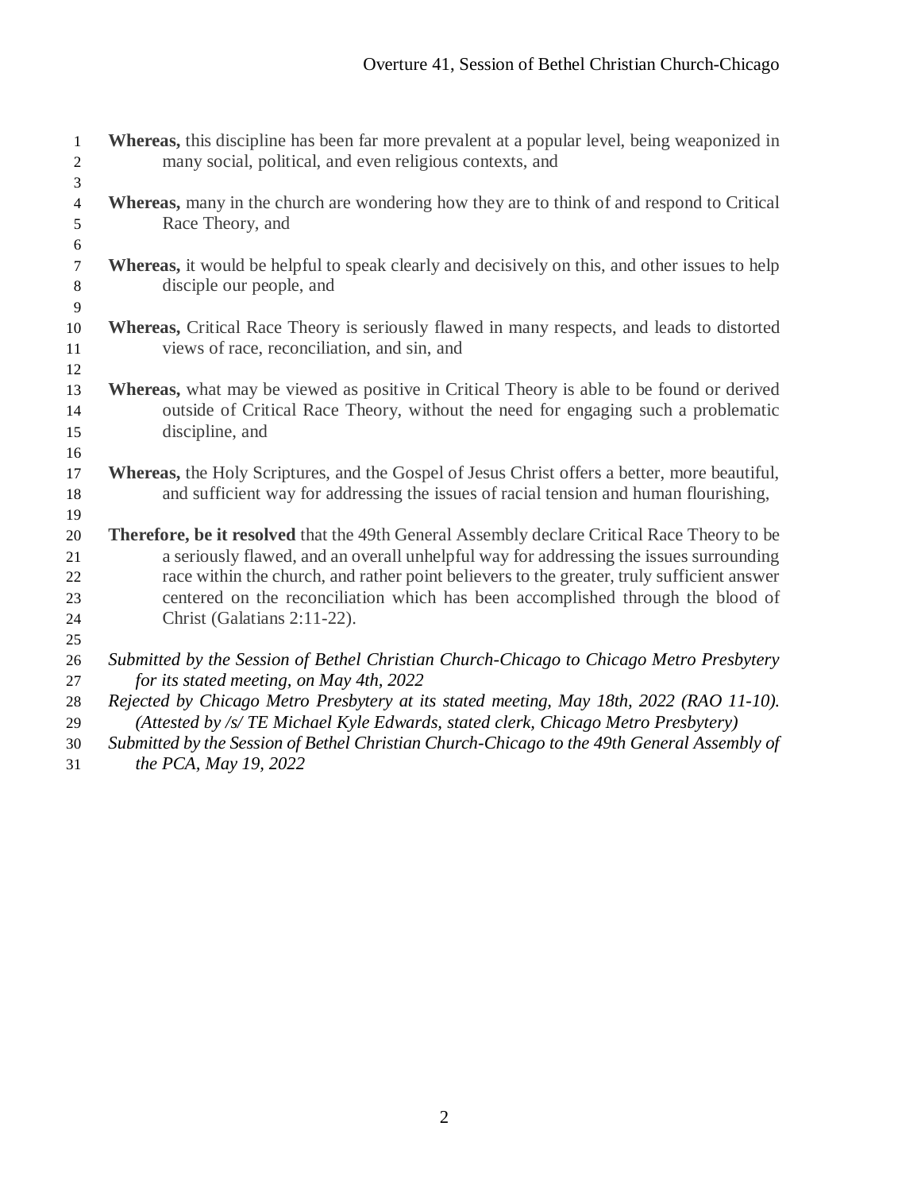**Whereas,** this discipline has been far more prevalent at a popular level, being weaponized in many social, political, and even religious contexts, and

**Whereas,** many in the church are wondering how they are to think of and respond to Critical Race Theory, and

**Whereas,** it would be helpful to speak clearly and decisively on this, and other issues to help disciple our people, and

**Whereas,** Critical Race Theory is seriously flawed in many respects, and leads to distorted views of race, reconciliation, and sin, and

**Whereas,** what may be viewed as positive in Critical Theory is able to be found or derived outside of Critical Race Theory, without the need for engaging such a problematic discipline, and

**Whereas,** the Holy Scriptures, and the Gospel of Jesus Christ offers a better, more beautiful, and sufficient way for addressing the issues of racial tension and human flourishing,

**Therefore, be it resolved** that the 49th General Assembly declare Critical Race Theory to be a seriously flawed, and an overall unhelpful way for addressing the issues surrounding race within the church, and rather point believers to the greater, truly sufficient answer centered on the reconciliation which has been accomplished through the blood of Christ (Galatians 2:11-22).

*Submitted by the Session of Bethel Christian Church-Chicago to Chicago Metro Presbytery for its stated meeting, on May 4th, 2022*
*Rejected by Chicago Metro Presbytery at its stated meeting, May 18th, 2022 (RAO 11-10). (Attested by /s/ TE Michael Kyle Edwards, stated clerk, Chicago Metro Presbytery)*
*Submitted by the Session of Bethel Christian Church-Chicago to the 49th General Assembly of the PCA, May 19, 2022*